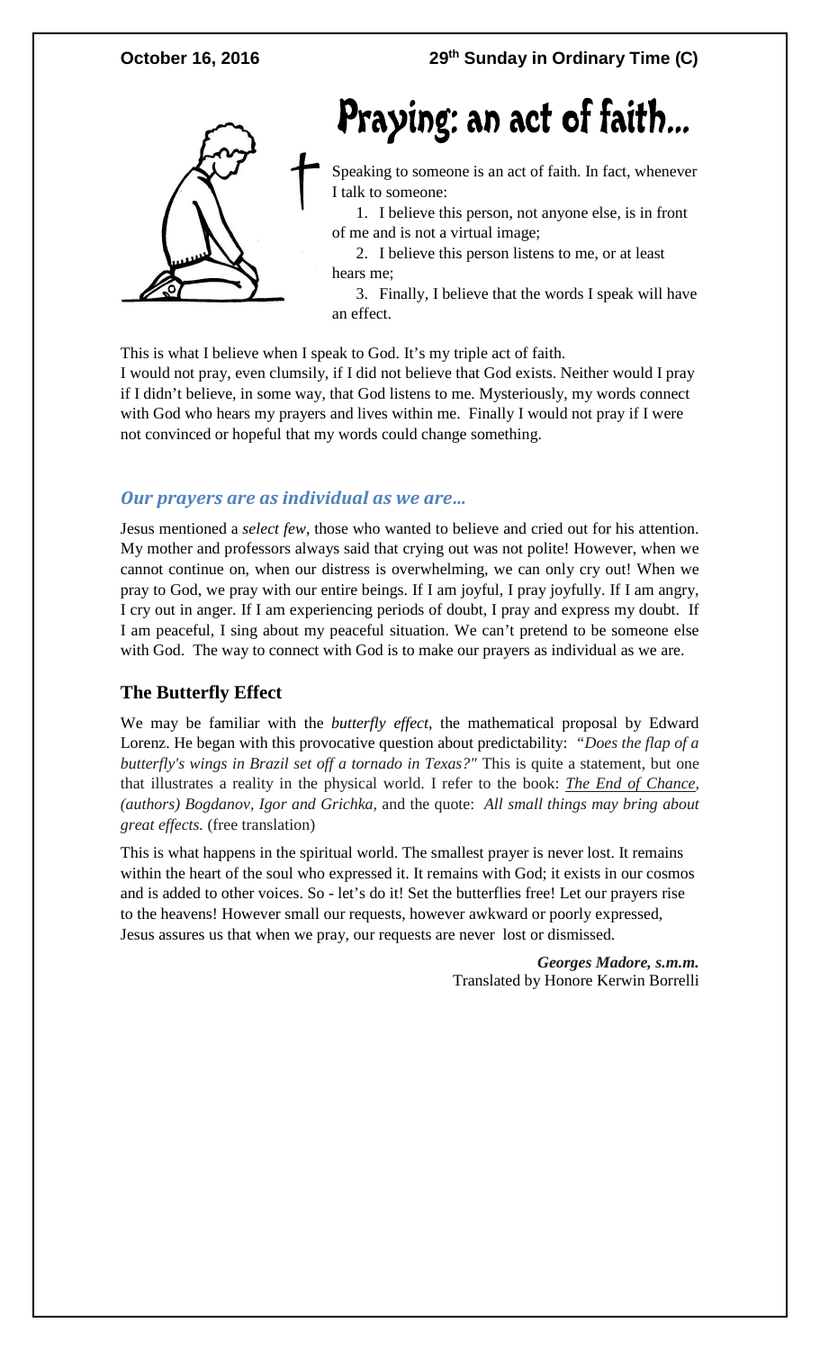October 16, 2016 — 29th Sunday in Ordinary Time (C)

# Praying: an act of faith…

Speaking to someone is an act of faith. In fact, whenever I talk to someone:

1. I believe this person, not anyone else, is in front of me and is not a virtual image;
2. I believe this person listens to me, or at least hears me;
3. Finally, I believe that the words I speak will have an effect.

This is what I believe when I speak to God. It's my triple act of faith.
I would not pray, even clumsily, if I did not believe that God exists. Neither would I pray if I didn't believe, in some way, that God listens to me. Mysteriously, my words connect with God who hears my prayers and lives within me. Finally I would not pray if I were not convinced or hopeful that my words could change something.

## *Our prayers are as individual as we are…*

Jesus mentioned a *select few*, those who wanted to believe and cried out for his attention. My mother and professors always said that crying out was not polite! However, when we cannot continue on, when our distress is overwhelming, we can only cry out! When we pray to God, we pray with our entire beings. If I am joyful, I pray joyfully. If I am angry, I cry out in anger. If I am experiencing periods of doubt, I pray and express my doubt. If I am peaceful, I sing about my peaceful situation. We can't pretend to be someone else with God. The way to connect with God is to make our prayers as individual as we are.

## The Butterfly Effect

We may be familiar with the *butterfly effect*, the mathematical proposal by Edward Lorenz. He began with this provocative question about predictability: *"Does the flap of a butterfly's wings in Brazil set off a tornado in Texas?"* This is quite a statement, but one that illustrates a reality in the physical world. I refer to the book: *The End of Chance, (authors) Bogdanov, Igor and Grichka,* and the quote: *All small things may bring about great effects.* (free translation)

This is what happens in the spiritual world. The smallest prayer is never lost. It remains within the heart of the soul who expressed it. It remains with God; it exists in our cosmos and is added to other voices. So - let's do it! Set the butterflies free! Let our prayers rise to the heavens! However small our requests, however awkward or poorly expressed, Jesus assures us that when we pray, our requests are never lost or dismissed.

***Georges Madore, s.m.m.***
Translated by Honore Kerwin Borrelli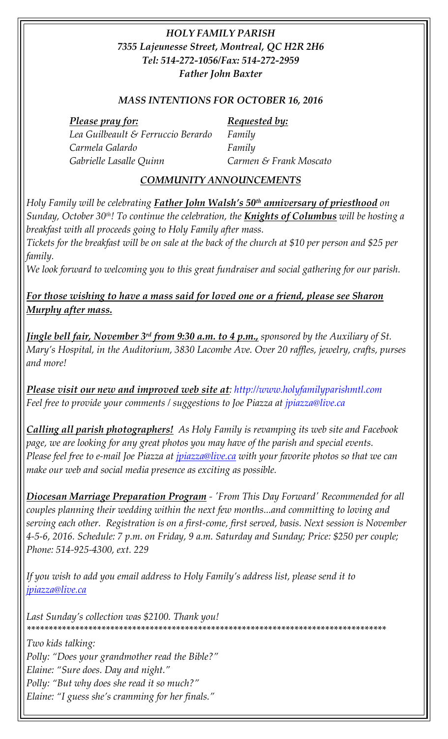***HOLY FAMILY PARISH***
***7355 Lajeunesse Street, Montreal, QC H2R 2H6***
***Tel: 514-272-1056/Fax: 514-272-2959***
***Father John Baxter***

***MASS INTENTIONS FOR OCTOBER 16, 2016***

| *Please pray for:* | *Requested by:* |
|---|---|
| *Lea Guilbeault & Ferruccio Berardo* | *Family* |
| *Carmela Galardo* | *Family* |
| *Gabrielle Lasalle Quinn* | *Carmen & Frank Moscato* |

***COMMUNITY ANNOUNCEMENTS***

*Holy Family will be celebrating **Father John Walsh's 50th anniversary of priesthood** on Sunday, October 30th! To continue the celebration, the **Knights of Columbus** will be hosting a breakfast with all proceeds going to Holy Family after mass.*
*Tickets for the breakfast will be on sale at the back of the church at $10 per person and $25 per family.*
*We look forward to welcoming you to this great fundraiser and social gathering for our parish.*

***For those wishing to have a mass said for loved one or a friend, please see Sharon Murphy after mass.***

***Jingle bell fair, November 3rd from 9:30 a.m. to 4 p.m.,** sponsored by the Auxiliary of St. Mary's Hospital, in the Auditorium, 3830 Lacombe Ave. Over 20 raffles, jewelry, crafts, purses and more!*

***Please visit our new and improved web site at**: http://www.holyfamilyparishmtl.com*
*Feel free to provide your comments / suggestions to Joe Piazza at jpiazza@live.ca*

***Calling all parish photographers!** As Holy Family is revamping its web site and Facebook page, we are looking for any great photos you may have of the parish and special events. Please feel free to e-mail Joe Piazza at jpiazza@live.ca with your favorite photos so that we can make our web and social media presence as exciting as possible.*

***Diocesan Marriage Preparation Program** - 'From This Day Forward' Recommended for all couples planning their wedding within the next few months...and committing to loving and serving each other. Registration is on a first-come, first served, basis. Next session is November 4-5-6, 2016. Schedule: 7 p.m. on Friday, 9 a.m. Saturday and Sunday; Price: $250 per couple; Phone: 514-925-4300, ext. 229*

*If you wish to add you email address to Holy Family's address list, please send it to jpiazza@live.ca*

*Last Sunday's collection was $2100. Thank you!*
*********************************************************************************

*Two kids talking:*
*Polly: "Does your grandmother read the Bible?"*
*Elaine: "Sure does. Day and night."*
*Polly: "But why does she read it so much?"*
*Elaine: "I guess she's cramming for her finals."*